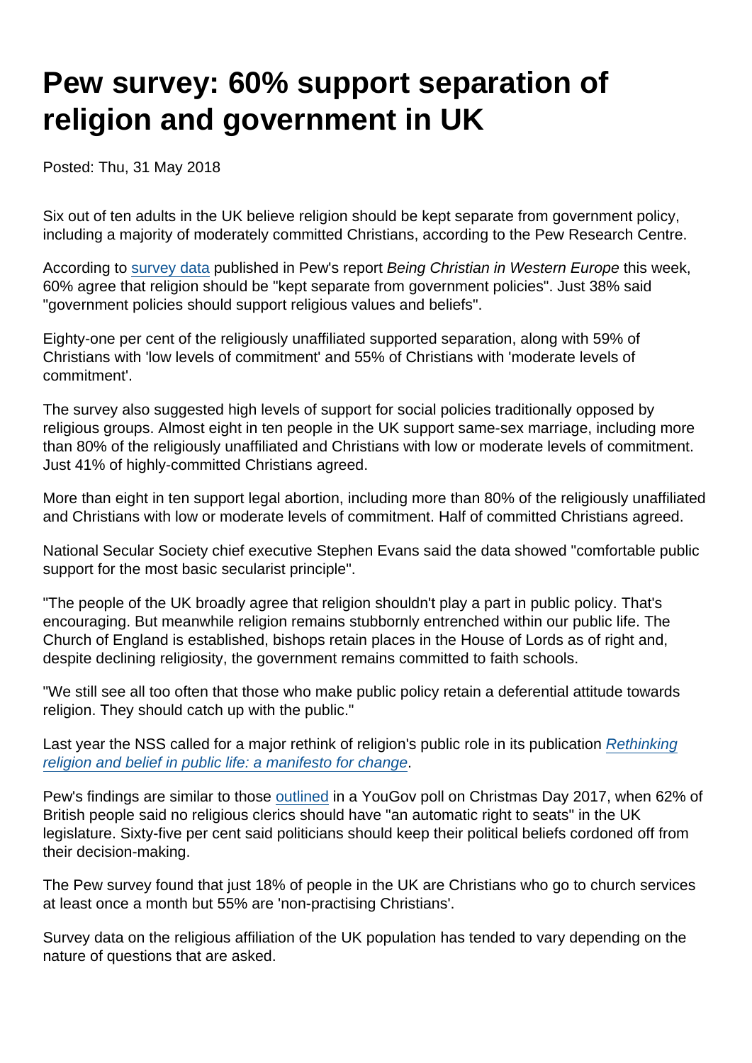# Pew survey: 60% support separation of religion and government in UK

Posted: Thu, 31 May 2018

Six out of ten adults in the UK believe religion should be kept separate from government policy, including a majority of moderately committed Christians, according to the Pew Research Centre.

According to survey data published in Pew's report *Being Christian in Western Europe* this week, 60% agree that religion should be "kept separate from government policies". Just 38% said "government policies should support religious values and beliefs".

Eighty-one per cent of the religiously unaffiliated supported separation, along with 59% of Christians with 'low levels of commitment' and 55% of Christians with 'moderate levels of commitment'.

The survey also suggested high levels of support for social policies traditionally opposed by religious groups. Almost eight in ten people in the UK support same-sex marriage, including more than 80% of the religiously unaffiliated and Christians with low or moderate levels of commitment. Just 41% of highly-committed Christians agreed.

More than eight in ten support legal abortion, including more than 80% of the religiously unaffiliated and Christians with low or moderate levels of commitment. Half of committed Christians agreed.

National Secular Society chief executive Stephen Evans said the data showed "comfortable public support for the most basic secularist principle".

"The people of the UK broadly agree that religion shouldn't play a part in public policy. That's encouraging. But meanwhile religion remains stubbornly entrenched within our public life. The Church of England is established, bishops retain places in the House of Lords as of right and, despite declining religiosity, the government remains committed to faith schools.

"We still see all too often that those who make public policy retain a deferential attitude towards religion. They should catch up with the public."

Last year the NSS called for a major rethink of religion's public role in its publication *Rethinking religion and belief in public life: a manifesto for change*.

Pew's findings are similar to those outlined in a YouGov poll on Christmas Day 2017, when 62% of British people said no religious clerics should have "an automatic right to seats" in the UK legislature. Sixty-five per cent said politicians should keep their political beliefs cordoned off from their decision-making.

The Pew survey found that just 18% of people in the UK are Christians who go to church services at least once a month but 55% are 'non-practising Christians'.

Survey data on the religious affiliation of the UK population has tended to vary depending on the nature of questions that are asked.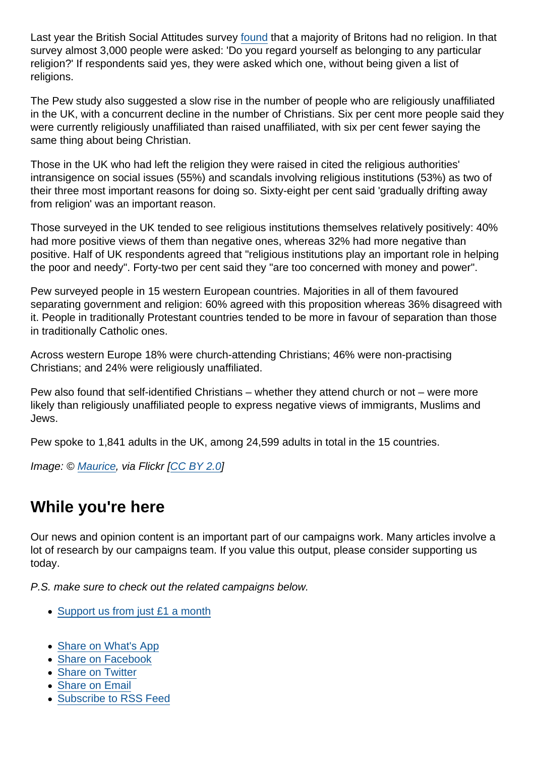Last year the British Social Attitudes survey found that a majority of Britons had no religion. In that survey almost 3,000 people were asked: 'Do you regard yourself as belonging to any particular religion?' If respondents said yes, they were asked which one, without being given a list of religions.

The Pew study also suggested a slow rise in the number of people who are religiously unaffiliated in the UK, with a concurrent decline in the number of Christians. Six per cent more people said they were currently religiously unaffiliated than raised unaffiliated, with six per cent fewer saying the same thing about being Christian.

Those in the UK who had left the religion they were raised in cited the religious authorities' intransigence on social issues (55%) and scandals involving religious institutions (53%) as two of their three most important reasons for doing so. Sixty-eight per cent said 'gradually drifting away from religion' was an important reason.

Those surveyed in the UK tended to see religious institutions themselves relatively positively: 40% had more positive views of them than negative ones, whereas 32% had more negative than positive. Half of UK respondents agreed that "religious institutions play an important role in helping the poor and needy". Forty-two per cent said they "are too concerned with money and power".

Pew surveyed people in 15 western European countries. Majorities in all of them favoured separating government and religion: 60% agreed with this proposition whereas 36% disagreed with it. People in traditionally Protestant countries tended to be more in favour of separation than those in traditionally Catholic ones.

Across western Europe 18% were church-attending Christians; 46% were non-practising Christians; and 24% were religiously unaffiliated.

Pew also found that self-identified Christians – whether they attend church or not – were more likely than religiously unaffiliated people to express negative views of immigrants, Muslims and Jews.

Pew spoke to 1,841 adults in the UK, among 24,599 adults in total in the 15 countries.

*Image: © Maurice, via Flickr [CC BY 2.0]*

## While you're here

Our news and opinion content is an important part of our campaigns work. Many articles involve a lot of research by our campaigns team. If you value this output, please consider supporting us today.

*P.S. make sure to check out the related campaigns below.*

- Support us from just £1 a month

- Share on What's App
- Share on Facebook
- Share on Twitter
- Share on Email
- Subscribe to RSS Feed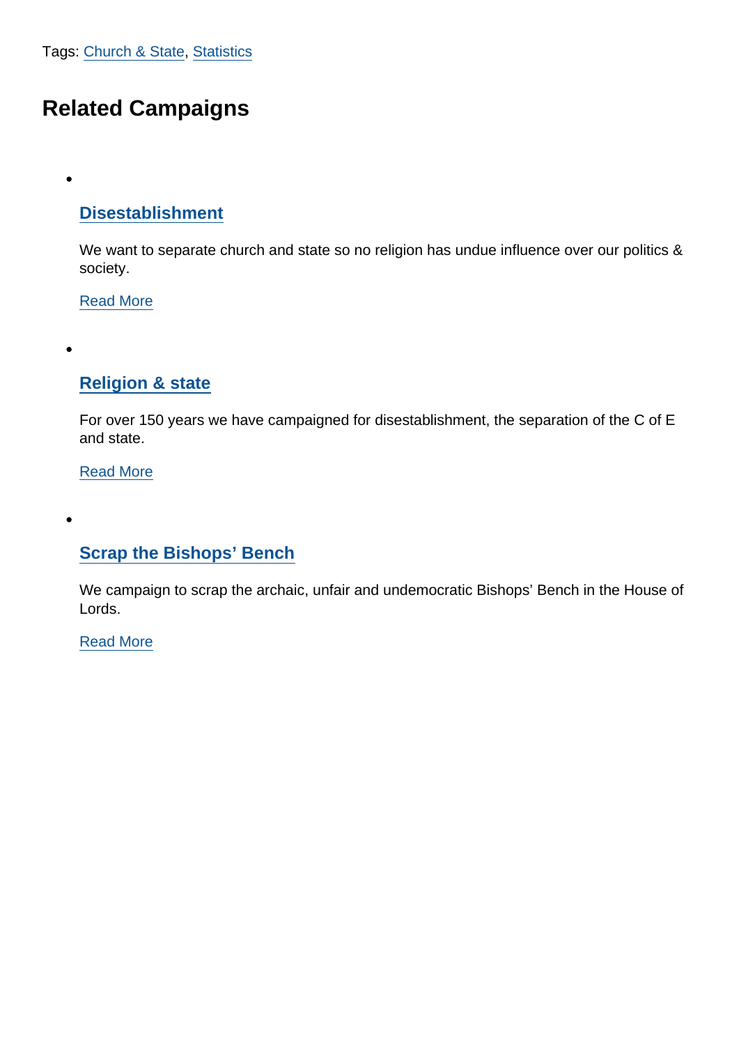Tags: Church & State, Statistics

## Related Campaigns

- ### Disestablishment

  We want to separate church and state so no religion has undue influence over our politics & society.

  Read More

- ### Religion & state

  For over 150 years we have campaigned for disestablishment, the separation of the C of E and state.

  Read More

- ### Scrap the Bishops' Bench

  We campaign to scrap the archaic, unfair and undemocratic Bishops' Bench in the House of Lords.

  Read More